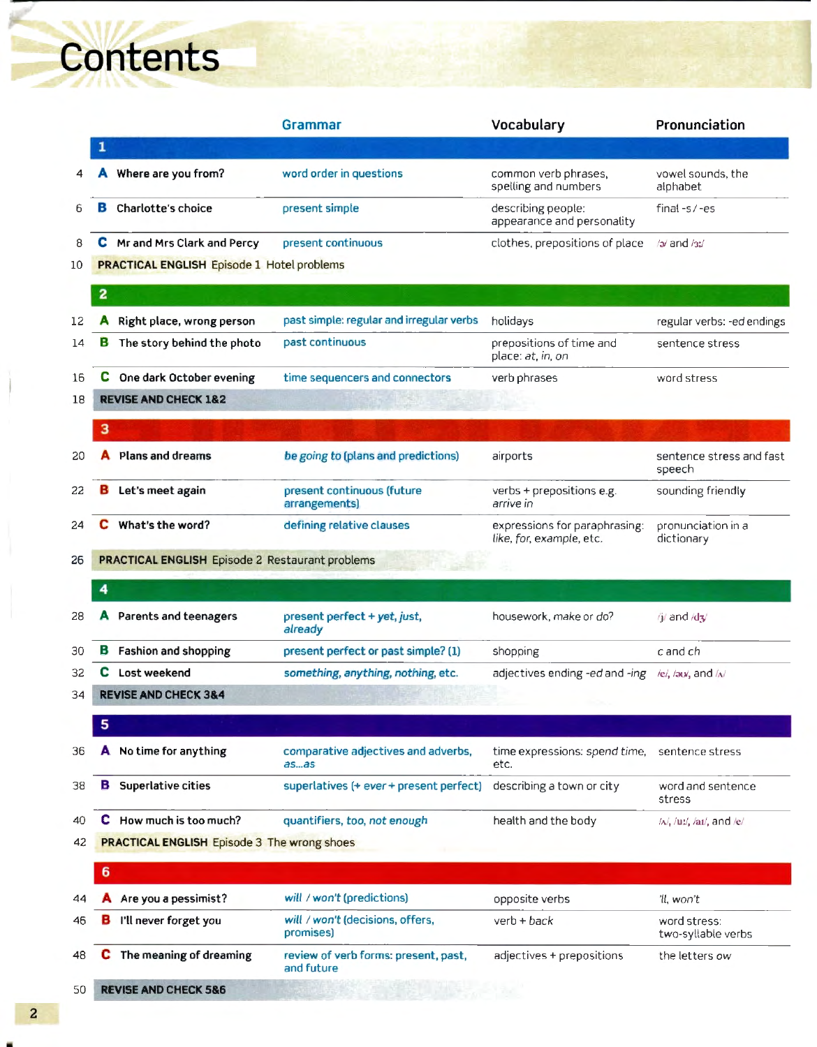# Contents

| | | Grammar | Vocabulary | Pronunciation |
|---|---|---|---|---|
| | **1** | | | |
| 4 | **A** Where are you from? | word order in questions | common verb phrases, spelling and numbers | vowel sounds, the alphabet |
| 6 | **B** Charlotte's choice | present simple | describing people: appearance and personality | final -s / -es |
| 8 | **C** Mr and Mrs Clark and Percy | present continuous | clothes, prepositions of place | /ə/ and /ɜː/ |
| 10 | **PRACTICAL ENGLISH** Episode 1 Hotel problems | | | |
| | **2** | | | |
| 12 | **A** Right place, wrong person | past simple: regular and irregular verbs | holidays | regular verbs: -ed endings |
| 14 | **B** The story behind the photo | past continuous | prepositions of time and place: *at, in, on* | sentence stress |
| 16 | **C** One dark October evening | time sequencers and connectors | verb phrases | word stress |
| 18 | **REVISE AND CHECK 1&2** | | | |
| | **3** | | | |
| 20 | **A** Plans and dreams | *be going to* (plans and predictions) | airports | sentence stress and fast speech |
| 22 | **B** Let's meet again | present continuous (future arrangements) | verbs + prepositions e.g. *arrive in* | sounding friendly |
| 24 | **C** What's the word? | defining relative clauses | expressions for paraphrasing: *like, for, example*, etc. | pronunciation in a dictionary |
| 26 | **PRACTICAL ENGLISH** Episode 2 Restaurant problems | | | |
| | **4** | | | |
| 28 | **A** Parents and teenagers | present perfect + *yet, just, already* | housework, *make* or *do*? | /j/ and /dʒ/ |
| 30 | **B** Fashion and shopping | present perfect or past simple? (1) | shopping | c and ch |
| 32 | **C** Lost weekend | *something, anything, nothing*, etc. | adjectives ending *-ed* and *-ing* | /e/, /əʊ/, and /ʌ/ |
| 34 | **REVISE AND CHECK 3&4** | | | |
| | **5** | | | |
| 36 | **A** No time for anything | comparative adjectives and adverbs, *as...as* | time expressions: *spend time*, etc. | sentence stress |
| 38 | **B** Superlative cities | superlatives (+ *ever* + present perfect) | describing a town or city | word and sentence stress |
| 40 | **C** How much is too much? | quantifiers, *too, not enough* | health and the body | /ʌ/, /uː/, /aɪ/, and /e/ |
| 42 | **PRACTICAL ENGLISH** Episode 3 The wrong shoes | | | |
| | **6** | | | |
| 44 | **A** Are you a pessimist? | *will / won't* (predictions) | opposite verbs | *'ll, won't* |
| 46 | **B** I'll never forget you | *will / won't* (decisions, offers, promises) | verb + *back* | word stress: two-syllable verbs |
| 48 | **C** The meaning of dreaming | review of verb forms: present, past, and future | adjectives + prepositions | the letters *ow* |
| 50 | **REVISE AND CHECK 5&6** | | | |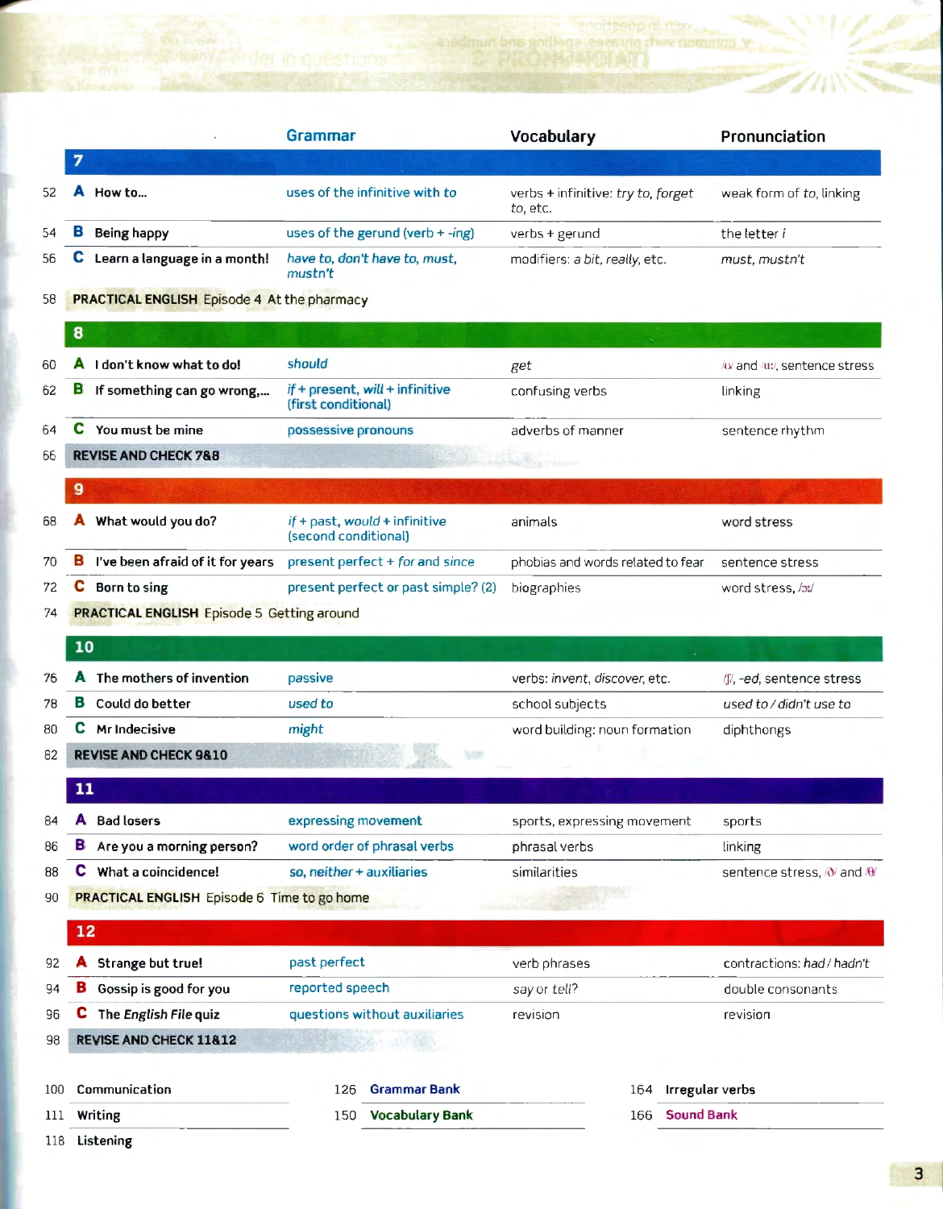| | | Grammar | Vocabulary | Pronunciation |
|---|---|---|---|---|
| | **7** | | | |
| 52 | **A** How to... | uses of the infinitive with *to* | verbs + infinitive: *try to, forget to*, etc. | weak form of *to*, linking |
| 54 | **B** Being happy | uses of the gerund (verb + *-ing*) | verbs + gerund | the letter *i* |
| 56 | **C** Learn a language in a month! | *have to, don't have to, must, mustn't* | modifiers: *a bit, really*, etc. | *must, mustn't* |
| 58 | **PRACTICAL ENGLISH** Episode 4 At the pharmacy | | | |
| | **8** | | | |
| 60 | **A** I don't know what to do! | *should* | *get* | /ʊ/ and /uː/, sentence stress |
| 62 | **B** If something can go wrong,... | *if* + present, *will* + infinitive (first conditional) | confusing verbs | linking |
| 64 | **C** You must be mine | possessive pronouns | adverbs of manner | sentence rhythm |
| 66 | **REVISE AND CHECK 7&8** | | | |
| | **9** | | | |
| 68 | **A** What would you do? | *if* + past, *would* + infinitive (second conditional) | animals | word stress |
| 70 | **B** I've been afraid of it for years | present perfect + *for* and *since* | phobias and words related to fear | sentence stress |
| 72 | **C** Born to sing | present perfect or past simple? (2) | biographies | word stress, /ɔː/ |
| 74 | **PRACTICAL ENGLISH** Episode 5 Getting around | | | |
| | **10** | | | |
| 76 | **A** The mothers of invention | passive | verbs: *invent, discover*, etc. | /ʃ/, *-ed*, sentence stress |
| 78 | **B** Could do better | *used to* | school subjects | *used to / didn't use to* |
| 80 | **C** Mr Indecisive | *might* | word building: noun formation | diphthongs |
| 82 | **REVISE AND CHECK 9&10** | | | |
| | **11** | | | |
| 84 | **A** Bad losers | expressing movement | sports, expressing movement | sports |
| 86 | **B** Are you a morning person? | word order of phrasal verbs | phrasal verbs | linking |
| 88 | **C** What a coincidence! | *so, neither* + auxiliaries | similarities | sentence stress, /ð/ and /θ/ |
| 90 | **PRACTICAL ENGLISH** Episode 6 Time to go home | | | |
| | **12** | | | |
| 92 | **A** Strange but true! | past perfect | verb phrases | contractions: *had / hadn't* |
| 94 | **B** Gossip is good for you | reported speech | *say* or *tell*? | double consonants |
| 96 | **C** The *English File* quiz | questions without auxiliaries | revision | revision |
| 98 | **REVISE AND CHECK 11&12** | | | |

100 **Communication**
111 **Writing**
118 **Listening**
126 **Grammar Bank**
150 **Vocabulary Bank**
164 **Irregular verbs**
166 **Sound Bank**